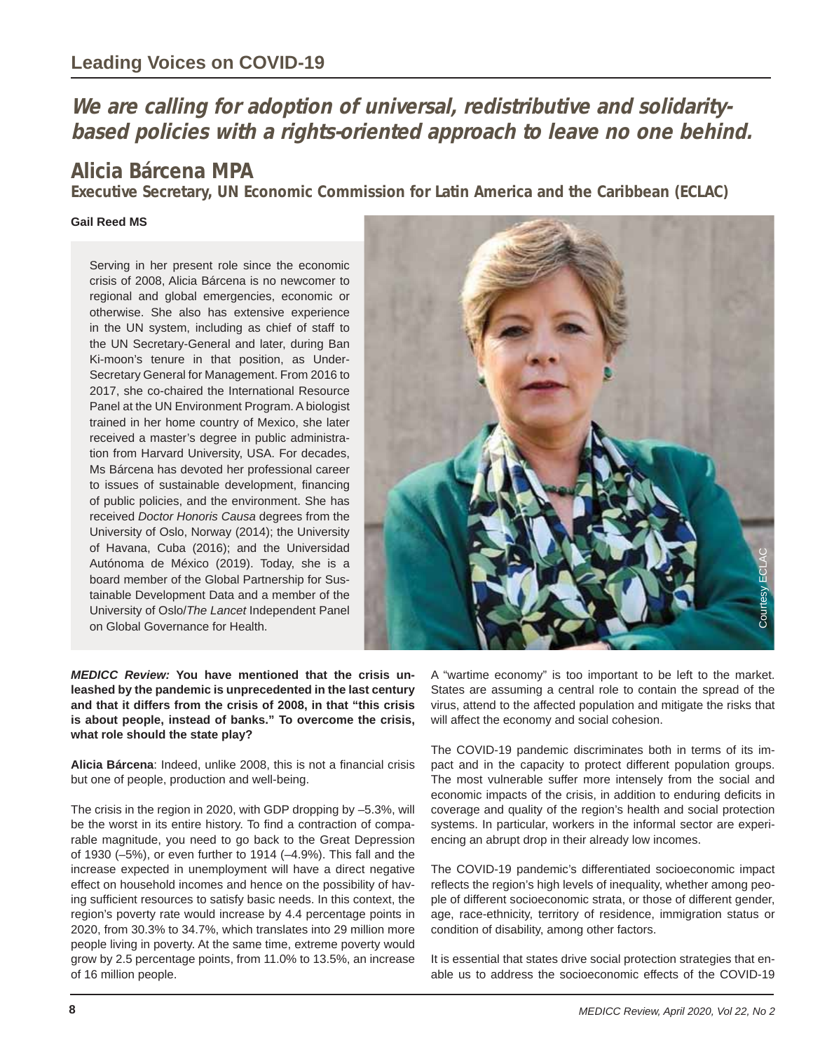## Leading Voices on COVID-19

# We are calling for adoption of universal, redistributive and solidarity-based policies with a rights-oriented approach to leave no one behind.

## Alicia Bárcena MPA

### Executive Secretary, UN Economic Commission for Latin America and the Caribbean (ECLAC)

**Gail Reed MS**

Serving in her present role since the economic crisis of 2008, Alicia Bárcena is no newcomer to regional and global emergencies, economic or otherwise. She also has extensive experience in the UN system, including as chief of staff to the UN Secretary-General and later, during Ban Ki-moon's tenure in that position, as Under-Secretary General for Management. From 2016 to 2017, she co-chaired the International Resource Panel at the UN Environment Program. A biologist trained in her home country of Mexico, she later received a master's degree in public administration from Harvard University, USA. For decades, Ms Bárcena has devoted her professional career to issues of sustainable development, financing of public policies, and the environment. She has received *Doctor Honoris Causa* degrees from the University of Oslo, Norway (2014); the University of Havana, Cuba (2016); and the Universidad Autónoma de México (2019). Today, she is a board member of the Global Partnership for Sustainable Development Data and a member of the University of Oslo/*The Lancet* Independent Panel on Global Governance for Health.

Courtesy ECLAC

***MEDICC Review:*** **You have mentioned that the crisis unleashed by the pandemic is unprecedented in the last century and that it differs from the crisis of 2008, in that "this crisis is about people, instead of banks." To overcome the crisis, what role should the state play?**

**Alicia Bárcena**: Indeed, unlike 2008, this is not a financial crisis but one of people, production and well-being.

The crisis in the region in 2020, with GDP dropping by –5.3%, will be the worst in its entire history. To find a contraction of comparable magnitude, you need to go back to the Great Depression of 1930 (–5%), or even further to 1914 (–4.9%). This fall and the increase expected in unemployment will have a direct negative effect on household incomes and hence on the possibility of having sufficient resources to satisfy basic needs. In this context, the region's poverty rate would increase by 4.4 percentage points in 2020, from 30.3% to 34.7%, which translates into 29 million more people living in poverty. At the same time, extreme poverty would grow by 2.5 percentage points, from 11.0% to 13.5%, an increase of 16 million people.

A "wartime economy" is too important to be left to the market. States are assuming a central role to contain the spread of the virus, attend to the affected population and mitigate the risks that will affect the economy and social cohesion.

The COVID-19 pandemic discriminates both in terms of its impact and in the capacity to protect different population groups. The most vulnerable suffer more intensely from the social and economic impacts of the crisis, in addition to enduring deficits in coverage and quality of the region's health and social protection systems. In particular, workers in the informal sector are experiencing an abrupt drop in their already low incomes.

The COVID-19 pandemic's differentiated socioeconomic impact reflects the region's high levels of inequality, whether among people of different socioeconomic strata, or those of different gender, age, race-ethnicity, territory of residence, immigration status or condition of disability, among other factors.

It is essential that states drive social protection strategies that enable us to address the socioeconomic effects of the COVID-19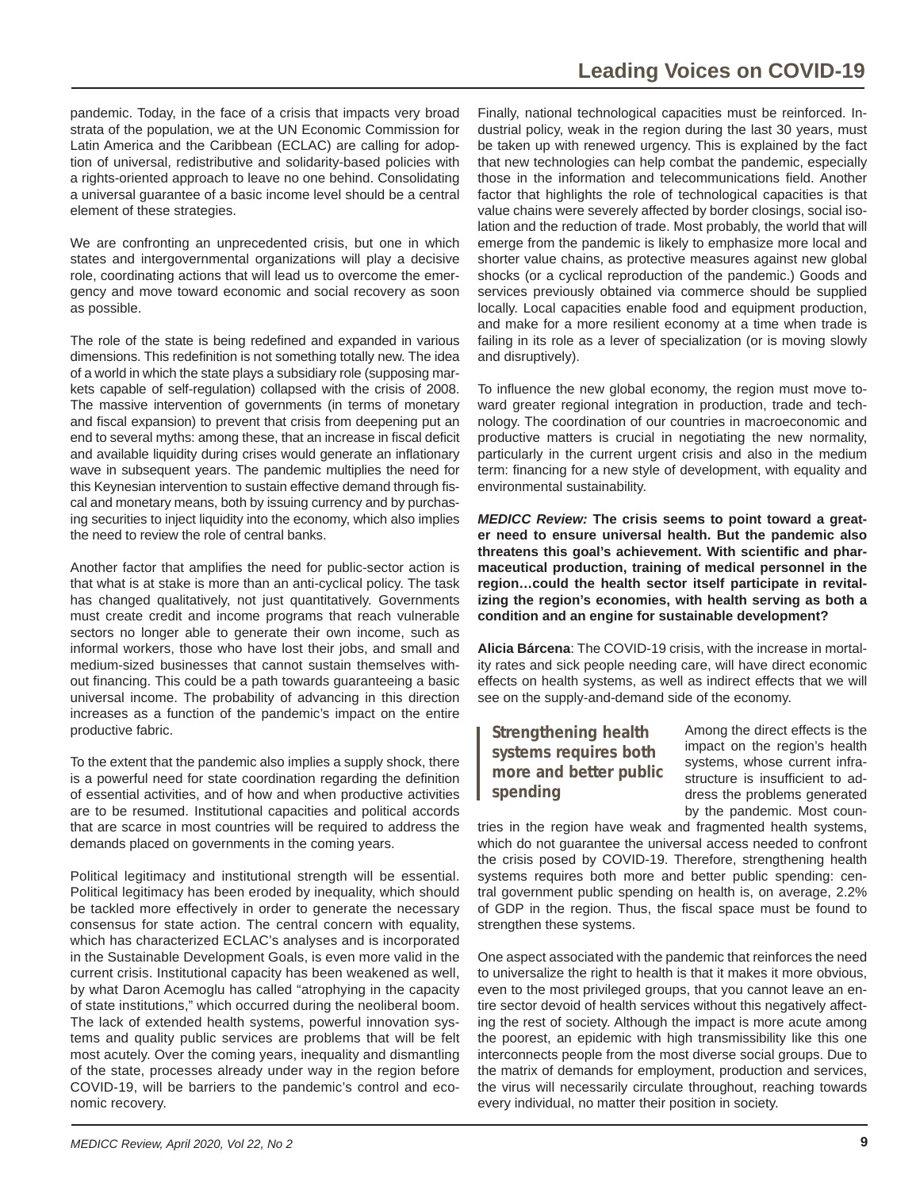pandemic. Today, in the face of a crisis that impacts very broad strata of the population, we at the UN Economic Commission for Latin America and the Caribbean (ECLAC) are calling for adoption of universal, redistributive and solidarity-based policies with a rights-oriented approach to leave no one behind. Consolidating a universal guarantee of a basic income level should be a central element of these strategies.

We are confronting an unprecedented crisis, but one in which states and intergovernmental organizations will play a decisive role, coordinating actions that will lead us to overcome the emergency and move toward economic and social recovery as soon as possible.

The role of the state is being redefined and expanded in various dimensions. This redefinition is not something totally new. The idea of a world in which the state plays a subsidiary role (supposing markets capable of self-regulation) collapsed with the crisis of 2008. The massive intervention of governments (in terms of monetary and fiscal expansion) to prevent that crisis from deepening put an end to several myths: among these, that an increase in fiscal deficit and available liquidity during crises would generate an inflationary wave in subsequent years. The pandemic multiplies the need for this Keynesian intervention to sustain effective demand through fiscal and monetary means, both by issuing currency and by purchasing securities to inject liquidity into the economy, which also implies the need to review the role of central banks.

Another factor that amplifies the need for public-sector action is that what is at stake is more than an anti-cyclical policy. The task has changed qualitatively, not just quantitatively. Governments must create credit and income programs that reach vulnerable sectors no longer able to generate their own income, such as informal workers, those who have lost their jobs, and small and medium-sized businesses that cannot sustain themselves without financing. This could be a path towards guaranteeing a basic universal income. The probability of advancing in this direction increases as a function of the pandemic's impact on the entire productive fabric.

To the extent that the pandemic also implies a supply shock, there is a powerful need for state coordination regarding the definition of essential activities, and of how and when productive activities are to be resumed. Institutional capacities and political accords that are scarce in most countries will be required to address the demands placed on governments in the coming years.

Political legitimacy and institutional strength will be essential. Political legitimacy has been eroded by inequality, which should be tackled more effectively in order to generate the necessary consensus for state action. The central concern with equality, which has characterized ECLAC's analyses and is incorporated in the Sustainable Development Goals, is even more valid in the current crisis. Institutional capacity has been weakened as well, by what Daron Acemoglu has called "atrophying in the capacity of state institutions," which occurred during the neoliberal boom. The lack of extended health systems, powerful innovation systems and quality public services are problems that will be felt most acutely. Over the coming years, inequality and dismantling of the state, processes already under way in the region before COVID-19, will be barriers to the pandemic's control and economic recovery.

Finally, national technological capacities must be reinforced. Industrial policy, weak in the region during the last 30 years, must be taken up with renewed urgency. This is explained by the fact that new technologies can help combat the pandemic, especially those in the information and telecommunications field. Another factor that highlights the role of technological capacities is that value chains were severely affected by border closings, social isolation and the reduction of trade. Most probably, the world that will emerge from the pandemic is likely to emphasize more local and shorter value chains, as protective measures against new global shocks (or a cyclical reproduction of the pandemic.) Goods and services previously obtained via commerce should be supplied locally. Local capacities enable food and equipment production, and make for a more resilient economy at a time when trade is failing in its role as a lever of specialization (or is moving slowly and disruptively).

To influence the new global economy, the region must move toward greater regional integration in production, trade and technology. The coordination of our countries in macroeconomic and productive matters is crucial in negotiating the new normality, particularly in the current urgent crisis and also in the medium term: financing for a new style of development, with equality and environmental sustainability.

***MEDICC Review:*** **The crisis seems to point toward a greater need to ensure universal health. But the pandemic also threatens this goal's achievement. With scientific and pharmaceutical production, training of medical personnel in the region…could the health sector itself participate in revitalizing the region's economies, with health serving as both a condition and an engine for sustainable development?**

**Alicia Bárcena**: The COVID-19 crisis, with the increase in mortality rates and sick people needing care, will have direct economic effects on health systems, as well as indirect effects that we will see on the supply-and-demand side of the economy.

> **Strengthening health systems requires both more and better public spending**

Among the direct effects is the impact on the region's health systems, whose current infrastructure is insufficient to address the problems generated by the pandemic. Most countries in the region have weak and fragmented health systems, which do not guarantee the universal access needed to confront the crisis posed by COVID-19. Therefore, strengthening health systems requires both more and better public spending: central government public spending on health is, on average, 2.2% of GDP in the region. Thus, the fiscal space must be found to strengthen these systems.

One aspect associated with the pandemic that reinforces the need to universalize the right to health is that it makes it more obvious, even to the most privileged groups, that you cannot leave an entire sector devoid of health services without this negatively affecting the rest of society. Although the impact is more acute among the poorest, an epidemic with high transmissibility like this one interconnects people from the most diverse social groups. Due to the matrix of demands for employment, production and services, the virus will necessarily circulate throughout, reaching towards every individual, no matter their position in society.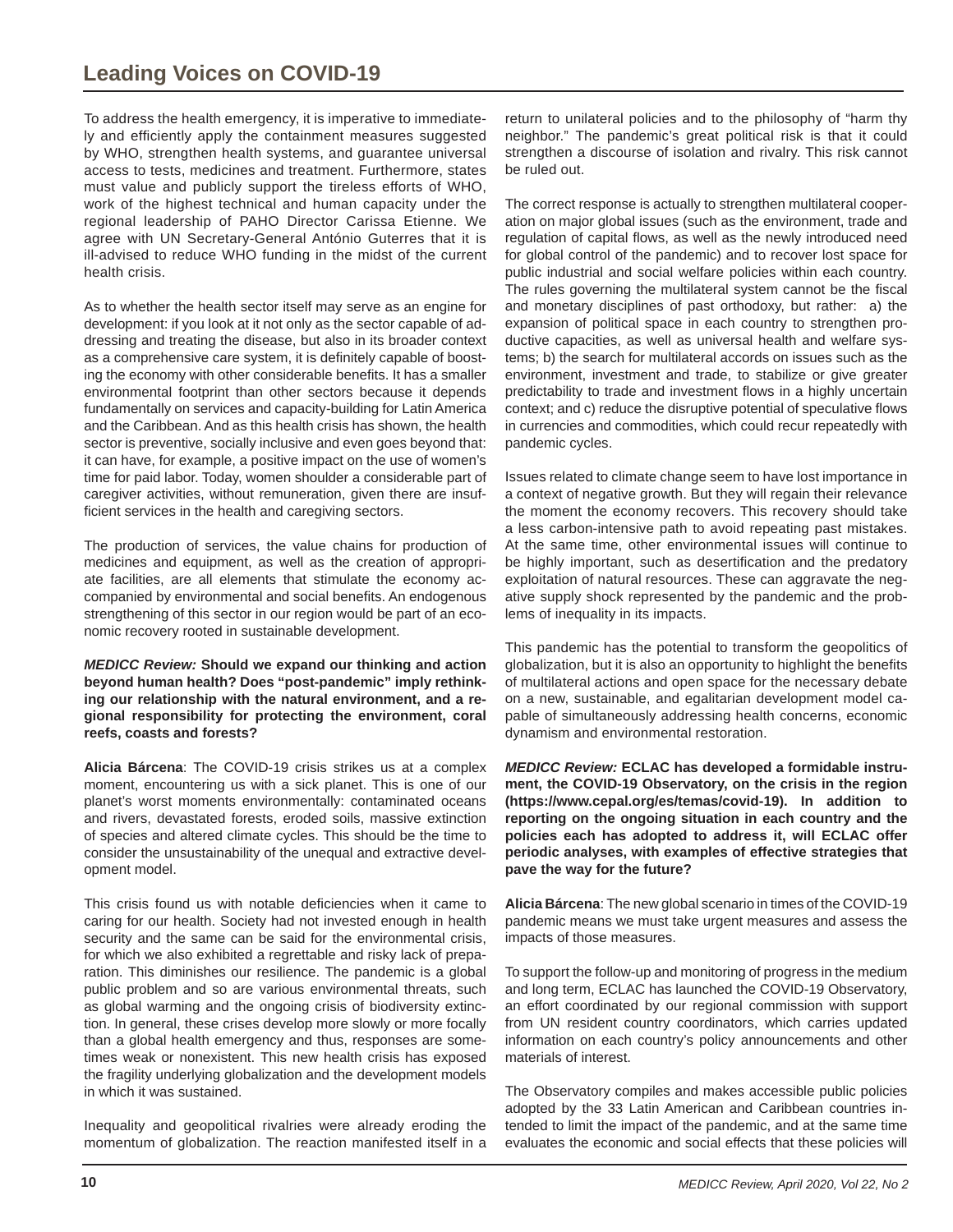To address the health emergency, it is imperative to immediately and efficiently apply the containment measures suggested by WHO, strengthen health systems, and guarantee universal access to tests, medicines and treatment. Furthermore, states must value and publicly support the tireless efforts of WHO, work of the highest technical and human capacity under the regional leadership of PAHO Director Carissa Etienne. We agree with UN Secretary-General António Guterres that it is ill-advised to reduce WHO funding in the midst of the current health crisis.

As to whether the health sector itself may serve as an engine for development: if you look at it not only as the sector capable of addressing and treating the disease, but also in its broader context as a comprehensive care system, it is definitely capable of boosting the economy with other considerable benefits. It has a smaller environmental footprint than other sectors because it depends fundamentally on services and capacity-building for Latin America and the Caribbean. And as this health crisis has shown, the health sector is preventive, socially inclusive and even goes beyond that: it can have, for example, a positive impact on the use of women's time for paid labor. Today, women shoulder a considerable part of caregiver activities, without remuneration, given there are insufficient services in the health and caregiving sectors.

The production of services, the value chains for production of medicines and equipment, as well as the creation of appropriate facilities, are all elements that stimulate the economy accompanied by environmental and social benefits. An endogenous strengthening of this sector in our region would be part of an economic recovery rooted in sustainable development.

***MEDICC Review:*** **Should we expand our thinking and action beyond human health? Does "post-pandemic" imply rethinking our relationship with the natural environment, and a regional responsibility for protecting the environment, coral reefs, coasts and forests?**

**Alicia Bárcena**: The COVID-19 crisis strikes us at a complex moment, encountering us with a sick planet. This is one of our planet's worst moments environmentally: contaminated oceans and rivers, devastated forests, eroded soils, massive extinction of species and altered climate cycles. This should be the time to consider the unsustainability of the unequal and extractive development model.

This crisis found us with notable deficiencies when it came to caring for our health. Society had not invested enough in health security and the same can be said for the environmental crisis, for which we also exhibited a regrettable and risky lack of preparation. This diminishes our resilience. The pandemic is a global public problem and so are various environmental threats, such as global warming and the ongoing crisis of biodiversity extinction. In general, these crises develop more slowly or more focally than a global health emergency and thus, responses are sometimes weak or nonexistent. This new health crisis has exposed the fragility underlying globalization and the development models in which it was sustained.

Inequality and geopolitical rivalries were already eroding the momentum of globalization. The reaction manifested itself in a return to unilateral policies and to the philosophy of "harm thy neighbor." The pandemic's great political risk is that it could strengthen a discourse of isolation and rivalry. This risk cannot be ruled out.

The correct response is actually to strengthen multilateral cooperation on major global issues (such as the environment, trade and regulation of capital flows, as well as the newly introduced need for global control of the pandemic) and to recover lost space for public industrial and social welfare policies within each country. The rules governing the multilateral system cannot be the fiscal and monetary disciplines of past orthodoxy, but rather: a) the expansion of political space in each country to strengthen productive capacities, as well as universal health and welfare systems; b) the search for multilateral accords on issues such as the environment, investment and trade, to stabilize or give greater predictability to trade and investment flows in a highly uncertain context; and c) reduce the disruptive potential of speculative flows in currencies and commodities, which could recur repeatedly with pandemic cycles.

Issues related to climate change seem to have lost importance in a context of negative growth. But they will regain their relevance the moment the economy recovers. This recovery should take a less carbon-intensive path to avoid repeating past mistakes. At the same time, other environmental issues will continue to be highly important, such as desertification and the predatory exploitation of natural resources. These can aggravate the negative supply shock represented by the pandemic and the problems of inequality in its impacts.

This pandemic has the potential to transform the geopolitics of globalization, but it is also an opportunity to highlight the benefits of multilateral actions and open space for the necessary debate on a new, sustainable, and egalitarian development model capable of simultaneously addressing health concerns, economic dynamism and environmental restoration.

***MEDICC Review:*** **ECLAC has developed a formidable instrument, the COVID-19 Observatory, on the crisis in the region (https://www.cepal.org/es/temas/covid-19). In addition to reporting on the ongoing situation in each country and the policies each has adopted to address it, will ECLAC offer periodic analyses, with examples of effective strategies that pave the way for the future?**

**Alicia Bárcena**: The new global scenario in times of the COVID-19 pandemic means we must take urgent measures and assess the impacts of those measures.

To support the follow-up and monitoring of progress in the medium and long term, ECLAC has launched the COVID-19 Observatory, an effort coordinated by our regional commission with support from UN resident country coordinators, which carries updated information on each country's policy announcements and other materials of interest.

The Observatory compiles and makes accessible public policies adopted by the 33 Latin American and Caribbean countries intended to limit the impact of the pandemic, and at the same time evaluates the economic and social effects that these policies will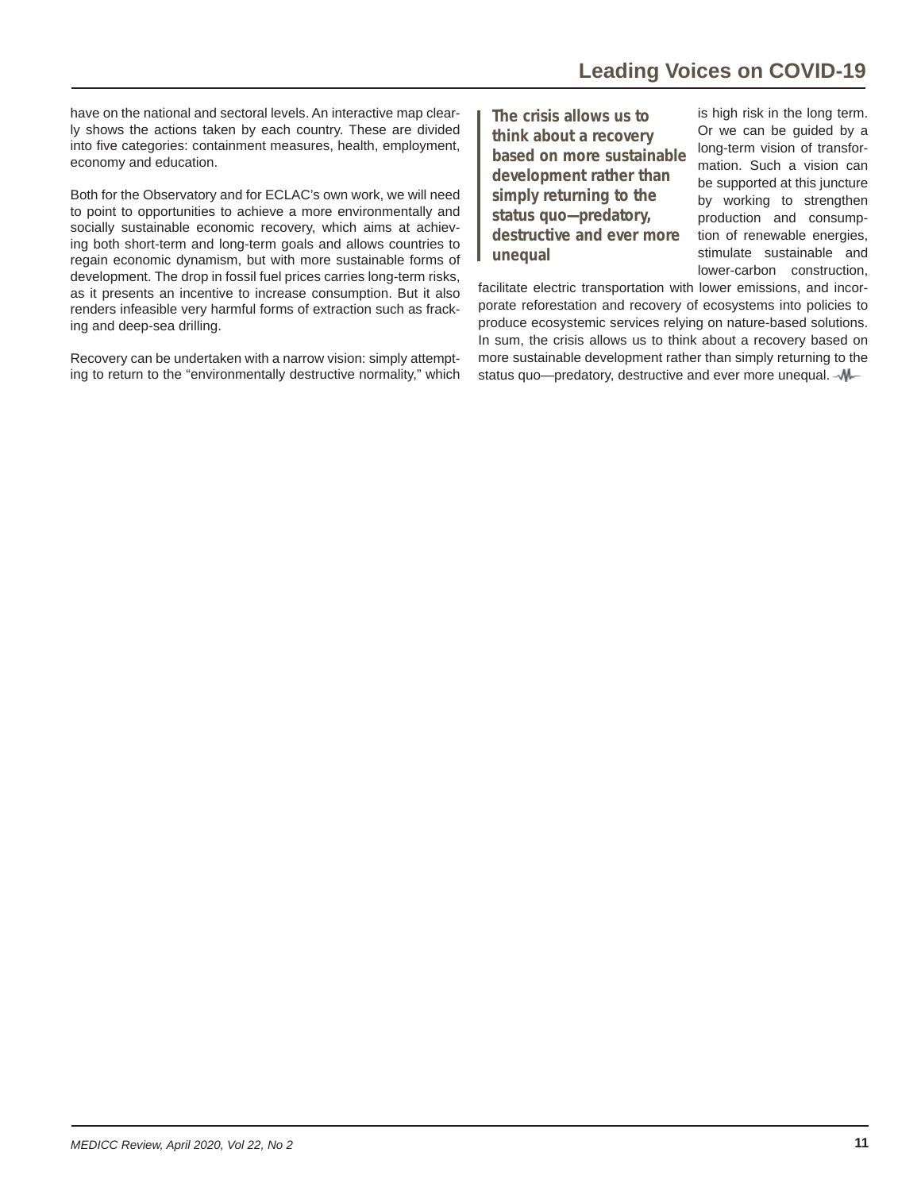have on the national and sectoral levels. An interactive map clearly shows the actions taken by each country. These are divided into five categories: containment measures, health, employment, economy and education.

Both for the Observatory and for ECLAC's own work, we will need to point to opportunities to achieve a more environmentally and socially sustainable economic recovery, which aims at achieving both short-term and long-term goals and allows countries to regain economic dynamism, but with more sustainable forms of development. The drop in fossil fuel prices carries long-term risks, as it presents an incentive to increase consumption. But it also renders infeasible very harmful forms of extraction such as fracking and deep-sea drilling.

Recovery can be undertaken with a narrow vision: simply attempting to return to the "environmentally destructive normality," which is high risk in the long term. Or we can be guided by a long-term vision of transformation. Such a vision can be supported at this juncture by working to strengthen production and consumption of renewable energies, stimulate sustainable and lower-carbon construction, facilitate electric transportation with lower emissions, and incorporate reforestation and recovery of ecosystems into policies to produce ecosystemic services relying on nature-based solutions. In sum, the crisis allows us to think about a recovery based on more sustainable development rather than simply returning to the status quo—predatory, destructive and ever more unequal.

> **The crisis allows us to think about a recovery based on more sustainable development rather than simply returning to the status quo—predatory, destructive and ever more unequal**